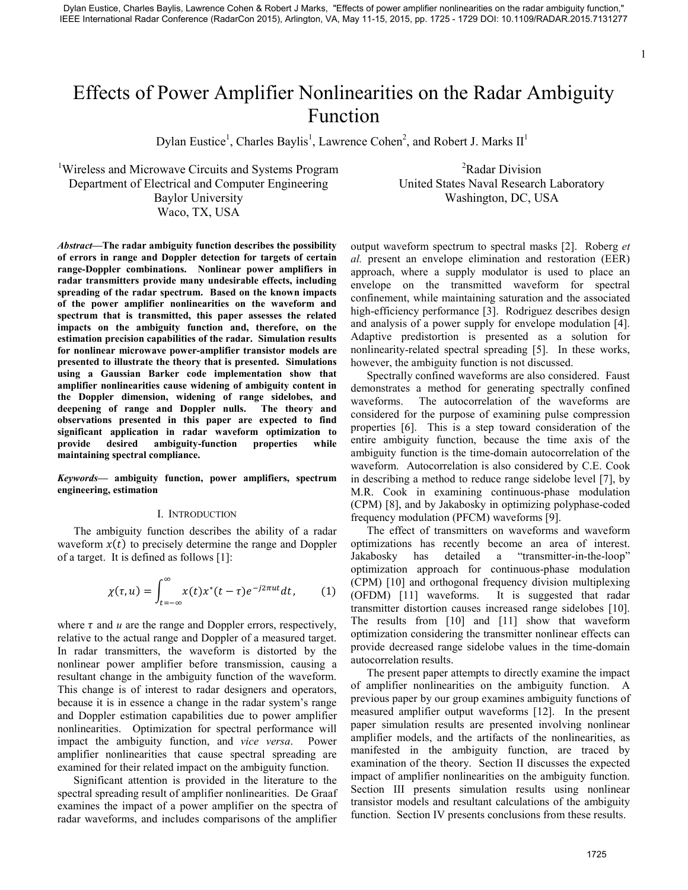# Effects of Power Amplifier Nonlinearities on the Radar Ambiguity Function

Dylan Eustice[1], Charles Baylis[1], Lawrence Cohen[2], and Robert J. Marks II[1]

[1]Wireless and Microwave Circuits and Systems Program
Department of Electrical and Computer Engineering
Baylor University
Waco, TX, USA

[2]Radar Division
United States Naval Research Laboratory
Washington, DC, USA

***Abstract*—The radar ambiguity function describes the possibility of errors in range and Doppler detection for targets of certain range-Doppler combinations. Nonlinear power amplifiers in radar transmitters provide many undesirable effects, including spreading of the radar spectrum. Based on the known impacts of the power amplifier nonlinearities on the waveform and spectrum that is transmitted, this paper assesses the related impacts on the ambiguity function and, therefore, on the estimation precision capabilities of the radar. Simulation results for nonlinear microwave power-amplifier transistor models are presented to illustrate the theory that is presented. Simulations using a Gaussian Barker code implementation show that amplifier nonlinearities cause widening of ambiguity content in the Doppler dimension, widening of range sidelobes, and deepening of range and Doppler nulls. The theory and observations presented in this paper are expected to find significant application in radar waveform optimization to provide desired ambiguity-function properties while maintaining spectral compliance.**

***Keywords*— ambiguity function, power amplifiers, spectrum engineering, estimation**

## I. Introduction

The ambiguity function describes the ability of a radar waveform $x(t)$ to precisely determine the range and Doppler of a target. It is defined as follows [1]:

$$\chi(\tau, u) = \int_{t=-\infty}^{\infty} x(t)x^{*}(t-\tau)e^{-j2\pi ut}dt, \qquad (1)$$

where $\tau$ and $u$ are the range and Doppler errors, respectively, relative to the actual range and Doppler of a measured target. In radar transmitters, the waveform is distorted by the nonlinear power amplifier before transmission, causing a resultant change in the ambiguity function of the waveform. This change is of interest to radar designers and operators, because it is in essence a change in the radar system's range and Doppler estimation capabilities due to power amplifier nonlinearities. Optimization for spectral performance will impact the ambiguity function, and *vice versa*. Power amplifier nonlinearities that cause spectral spreading are examined for their related impact on the ambiguity function.

Significant attention is provided in the literature to the spectral spreading result of amplifier nonlinearities. De Graaf examines the impact of a power amplifier on the spectra of radar waveforms, and includes comparisons of the amplifier output waveform spectrum to spectral masks [2]. Roberg *et al.* present an envelope elimination and restoration (EER) approach, where a supply modulator is used to place an envelope on the transmitted waveform for spectral confinement, while maintaining saturation and the associated high-efficiency performance [3]. Rodriguez describes design and analysis of a power supply for envelope modulation [4]. Adaptive predistortion is presented as a solution for nonlinearity-related spectral spreading [5]. In these works, however, the ambiguity function is not discussed.

Spectrally confined waveforms are also considered. Faust demonstrates a method for generating spectrally confined waveforms. The autocorrelation of the waveforms are considered for the purpose of examining pulse compression properties [6]. This is a step toward consideration of the entire ambiguity function, because the time axis of the ambiguity function is the time-domain autocorrelation of the waveform. Autocorrelation is also considered by C.E. Cook in describing a method to reduce range sidelobe level [7], by M.R. Cook in examining continuous-phase modulation (CPM) [8], and by Jakabosky in optimizing polyphase-coded frequency modulation (PFCM) waveforms [9].

The effect of transmitters on waveforms and waveform optimizations has recently become an area of interest. Jakabosky has detailed a "transmitter-in-the-loop" optimization approach for continuous-phase modulation (CPM) [10] and orthogonal frequency division multiplexing (OFDM) [11] waveforms. It is suggested that radar transmitter distortion causes increased range sidelobes [10]. The results from [10] and [11] show that waveform optimization considering the transmitter nonlinear effects can provide decreased range sidelobe values in the time-domain autocorrelation results.

The present paper attempts to directly examine the impact of amplifier nonlinearities on the ambiguity function. A previous paper by our group examines ambiguity functions of measured amplifier output waveforms [12]. In the present paper simulation results are presented involving nonlinear amplifier models, and the artifacts of the nonlinearities, as manifested in the ambiguity function, are traced by examination of the theory. Section II discusses the expected impact of amplifier nonlinearities on the ambiguity function. Section III presents simulation results using nonlinear transistor models and resultant calculations of the ambiguity function. Section IV presents conclusions from these results.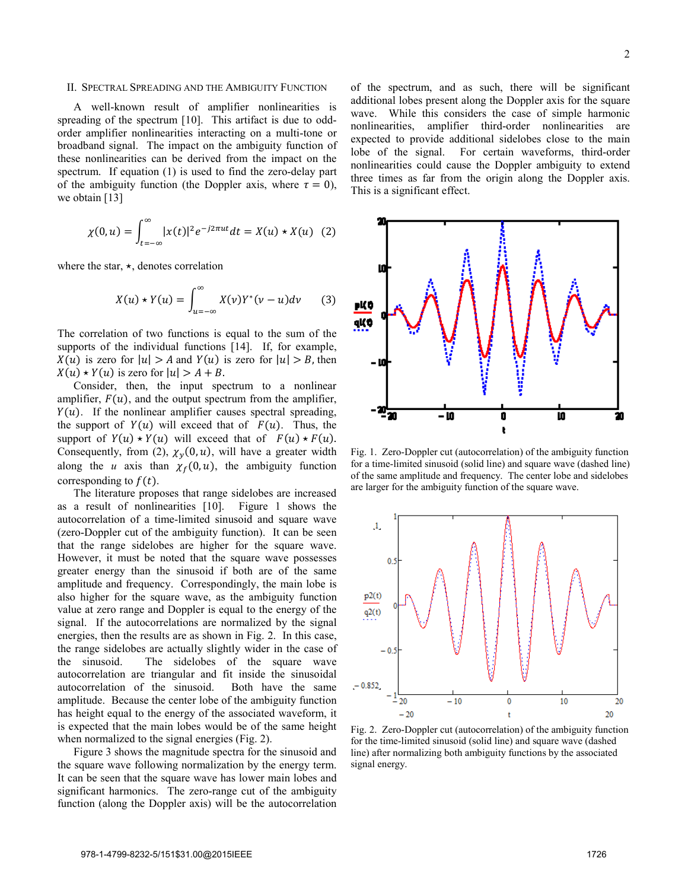## II. Spectral Spreading and the Ambiguity Function

A well-known result of amplifier nonlinearities is spreading of the spectrum [10]. This artifact is due to odd-order amplifier nonlinearities interacting on a multi-tone or broadband signal. The impact on the ambiguity function of these nonlinearities can be derived from the impact on the spectrum. If equation (1) is used to find the zero-delay part of the ambiguity function (the Doppler axis, where $\tau = 0$), we obtain [13]

$$\chi(0,u) = \int_{t=-\infty}^{\infty} |x(t)|^2 e^{-j2\pi ut} dt = X(u) \star X(u) \quad (2)$$

where the star, $\star$, denotes correlation

$$X(u) \star Y(u) = \int_{u=-\infty}^{\infty} X(v) Y^*(v-u) dv \quad (3)$$

The correlation of two functions is equal to the sum of the supports of the individual functions [14]. If, for example, $X(u)$ is zero for $|u| > A$ and $Y(u)$ is zero for $|u| > B$, then $X(u) \star Y(u)$ is zero for $|u| > A + B$.

Consider, then, the input spectrum to a nonlinear amplifier, $F(u)$, and the output spectrum from the amplifier, $Y(u)$. If the nonlinear amplifier causes spectral spreading, the support of $Y(u)$ will exceed that of $F(u)$. Thus, the support of $Y(u) \star Y(u)$ will exceed that of $F(u) \star F(u)$. Consequently, from (2), $\chi_y(0,u)$, will have a greater width along the $u$ axis than $\chi_f(0,u)$, the ambiguity function corresponding to $f(t)$.

The literature proposes that range sidelobes are increased as a result of nonlinearities [10]. Figure 1 shows the autocorrelation of a time-limited sinusoid and square wave (zero-Doppler cut of the ambiguity function). It can be seen that the range sidelobes are higher for the square wave. However, it must be noted that the square wave possesses greater energy than the sinusoid if both are of the same amplitude and frequency. Correspondingly, the main lobe is also higher for the square wave, as the ambiguity function value at zero range and Doppler is equal to the energy of the signal. If the autocorrelations are normalized by the signal energies, then the results are as shown in Fig. 2. In this case, the range sidelobes are actually slightly wider in the case of the sinusoid. The sidelobes of the square wave autocorrelation are triangular and fit inside the sinusoidal autocorrelation of the sinusoid. Both have the same amplitude. Because the center lobe of the ambiguity function has height equal to the energy of the associated waveform, it is expected that the main lobes would be of the same height when normalized to the signal energies (Fig. 2).

Figure 3 shows the magnitude spectra for the sinusoid and the square wave following normalization by the energy term. It can be seen that the square wave has lower main lobes and significant harmonics. The zero-range cut of the ambiguity function (along the Doppler axis) will be the autocorrelation of the spectrum, and as such, there will be significant additional lobes present along the Doppler axis for the square wave. While this considers the case of simple harmonic nonlinearities, amplifier third-order nonlinearities are expected to provide additional sidelobes close to the main lobe of the signal. For certain waveforms, third-order nonlinearities could cause the Doppler ambiguity to extend three times as far from the origin along the Doppler axis. This is a significant effect.

20
10
0
−10
−20
p1(t)
q1(t)
−20 −10 0 10 20
t

Fig. 1. Zero-Doppler cut (autocorrelation) of the ambiguity function for a time-limited sinusoid (solid line) and square wave (dashed line) of the same amplitude and frequency. The center lobe and sidelobes are larger for the ambiguity function of the square wave.

1
0.5
0
−0.5
−1
−0.852
p2(t)
q2(t)
−20 −10 0 10 20
−20 t 20

Fig. 2. Zero-Doppler cut (autocorrelation) of the ambiguity function for the time-limited sinusoid (solid line) and square wave (dashed line) after normalizing both ambiguity functions by the associated signal energy.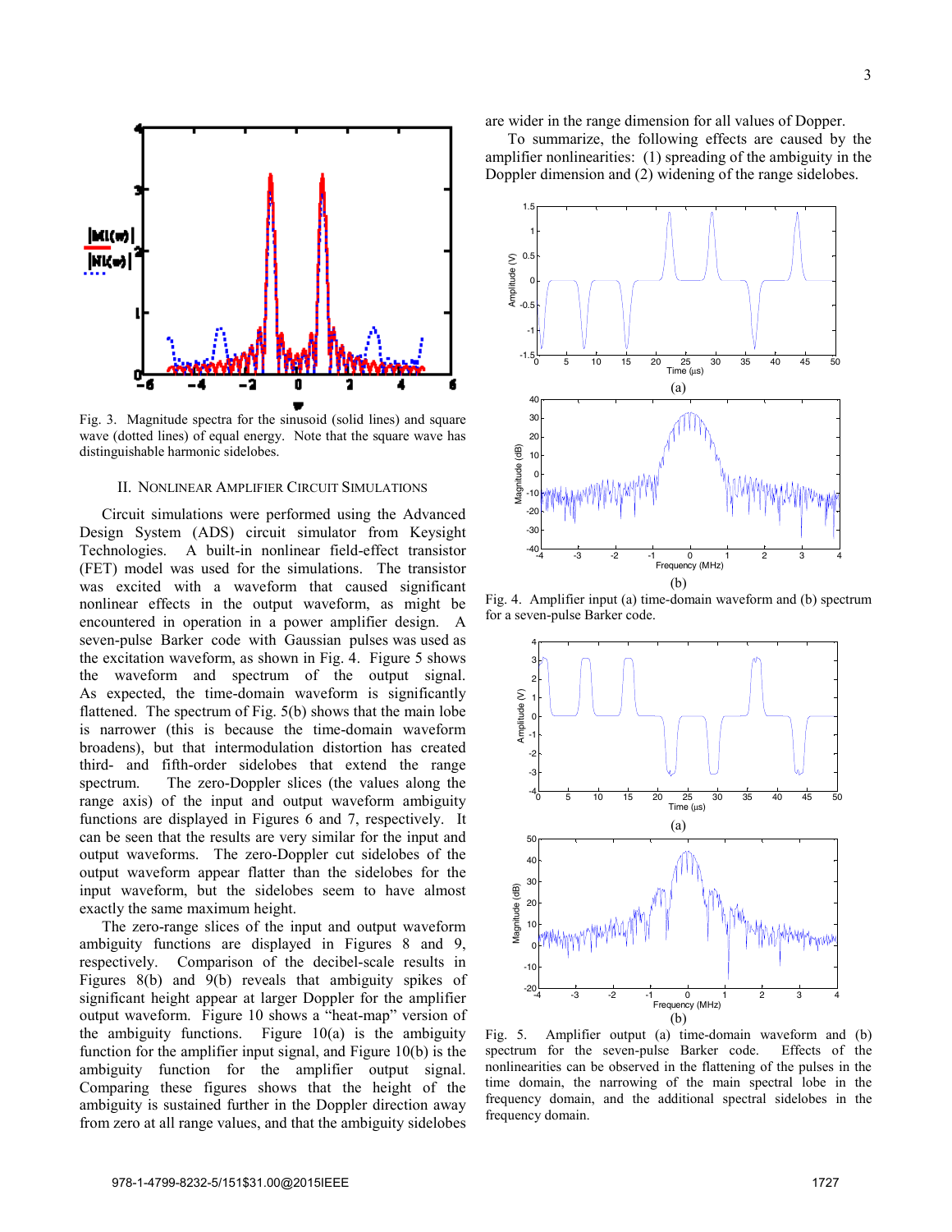Fig. 3. Magnitude spectra for the sinusoid (solid lines) and square wave (dotted lines) of equal energy. Note that the square wave has distinguishable harmonic sidelobes.

## II. Nonlinear Amplifier Circuit Simulations

Circuit simulations were performed using the Advanced Design System (ADS) circuit simulator from Keysight Technologies. A built-in nonlinear field-effect transistor (FET) model was used for the simulations. The transistor was excited with a waveform that caused significant nonlinear effects in the output waveform, as might be encountered in operation in a power amplifier design. A seven-pulse Barker code with Gaussian pulses was used as the excitation waveform, as shown in Fig. 4. Figure 5 shows the waveform and spectrum of the output signal. As expected, the time-domain waveform is significantly flattened. The spectrum of Fig. 5(b) shows that the main lobe is narrower (this is because the time-domain waveform broadens), but that intermodulation distortion has created third- and fifth-order sidelobes that extend the range spectrum. The zero-Doppler slices (the values along the range axis) of the input and output waveform ambiguity functions are displayed in Figures 6 and 7, respectively. It can be seen that the results are very similar for the input and output waveforms. The zero-Doppler cut sidelobes of the output waveform appear flatter than the sidelobes for the input waveform, but the sidelobes seem to have almost exactly the same maximum height.

The zero-range slices of the input and output waveform ambiguity functions are displayed in Figures 8 and 9, respectively. Comparison of the decibel-scale results in Figures 8(b) and 9(b) reveals that ambiguity spikes of significant height appear at larger Doppler for the amplifier output waveform. Figure 10 shows a "heat-map" version of the ambiguity functions. Figure 10(a) is the ambiguity function for the amplifier input signal, and Figure 10(b) is the ambiguity function for the amplifier output signal. Comparing these figures shows that the height of the ambiguity is sustained further in the Doppler direction away from zero at all range values, and that the ambiguity sidelobes are wider in the range dimension for all values of Dopper.

To summarize, the following effects are caused by the amplifier nonlinearities: (1) spreading of the ambiguity in the Doppler dimension and (2) widening of the range sidelobes.

Fig. 4. Amplifier input (a) time-domain waveform and (b) spectrum for a seven-pulse Barker code.

Fig. 5. Amplifier output (a) time-domain waveform and (b) spectrum for the seven-pulse Barker code. Effects of the nonlinearities can be observed in the flattening of the pulses in the time domain, the narrowing of the main spectral lobe in the frequency domain, and the additional spectral sidelobes in the frequency domain.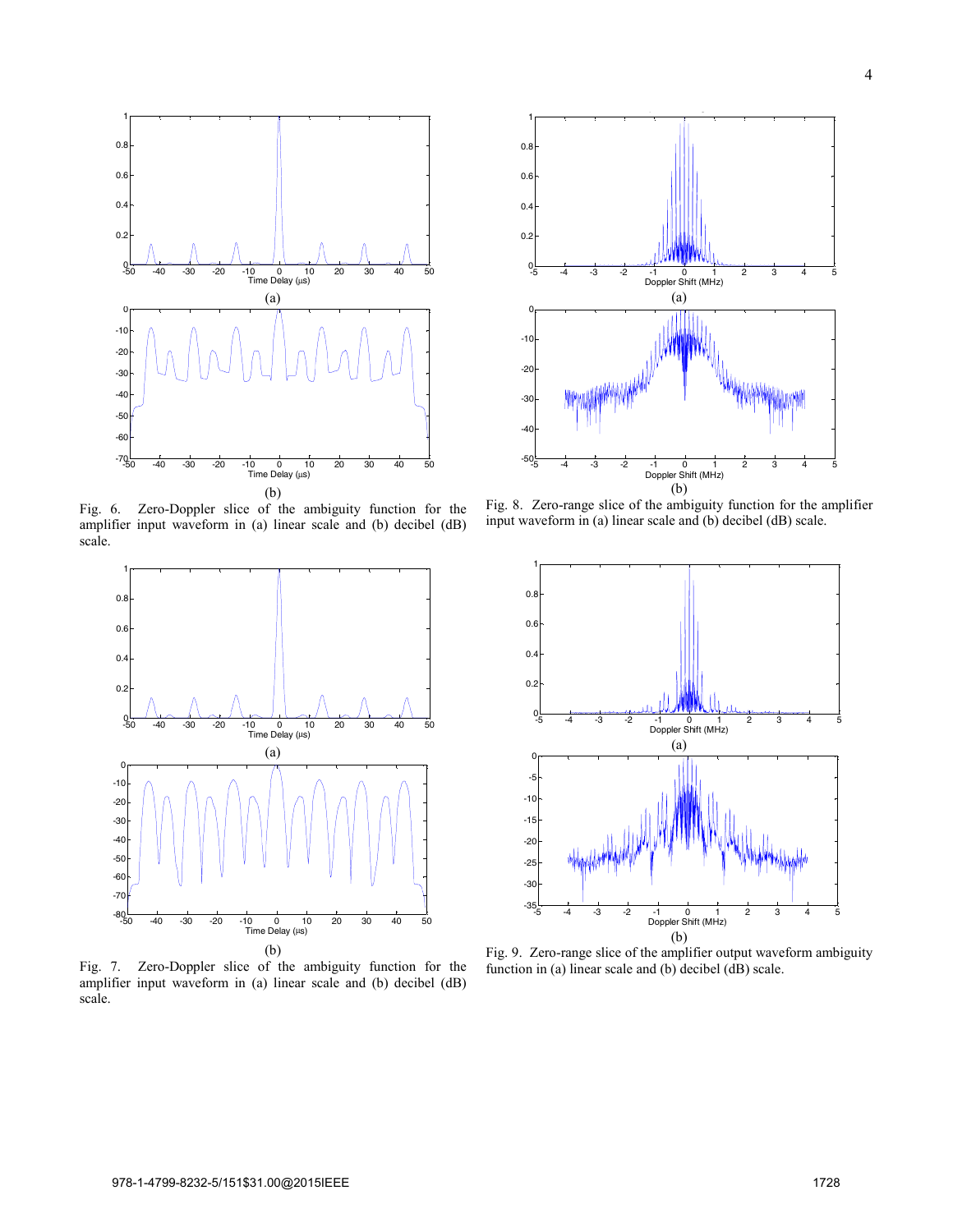Fig. 6. Zero-Doppler slice of the ambiguity function for the amplifier input waveform in (a) linear scale and (b) decibel (dB) scale.

Fig. 7. Zero-Doppler slice of the ambiguity function for the amplifier input waveform in (a) linear scale and (b) decibel (dB) scale.

Fig. 8. Zero-range slice of the ambiguity function for the amplifier input waveform in (a) linear scale and (b) decibel (dB) scale.

Fig. 9. Zero-range slice of the amplifier output waveform ambiguity function in (a) linear scale and (b) decibel (dB) scale.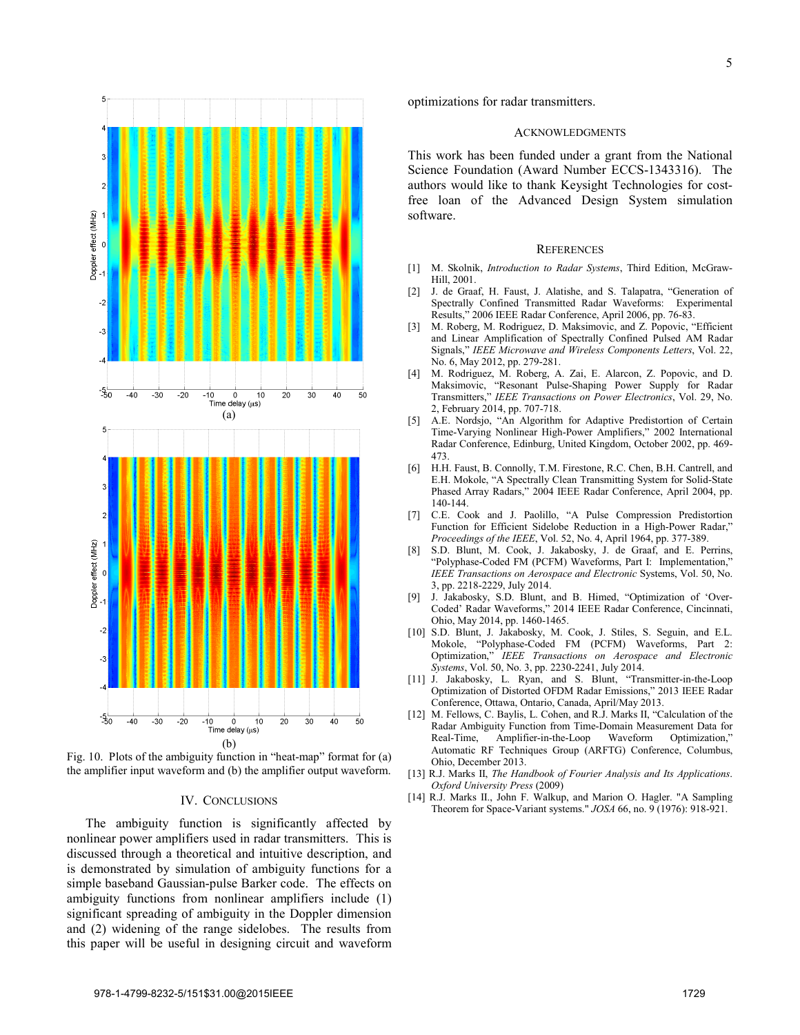Doppler effect (MHz)

5
4
3
2
1
0
-1
-2
-3
-4
-5

-50 -40 -30 -20 -10 0 10 20 30 40 50

Time delay (μs)

(a)

Doppler effect (MHz)

5
4
3
2
1
0
-1
-2
-3
-4
-5

-50 -40 -30 -20 -10 0 10 20 30 40 50

Time delay (μs)

(b)

Fig. 10. Plots of the ambiguity function in "heat-map" format for (a) the amplifier input waveform and (b) the amplifier output waveform.

## IV. Conclusions

The ambiguity function is significantly affected by nonlinear power amplifiers used in radar transmitters. This is discussed through a theoretical and intuitive description, and is demonstrated by simulation of ambiguity functions for a simple baseband Gaussian-pulse Barker code. The effects on ambiguity functions from nonlinear amplifiers include (1) significant spreading of ambiguity in the Doppler dimension and (2) widening of the range sidelobes. The results from this paper will be useful in designing circuit and waveform optimizations for radar transmitters.

## Acknowledgments

This work has been funded under a grant from the National Science Foundation (Award Number ECCS-1343316). The authors would like to thank Keysight Technologies for cost-free loan of the Advanced Design System simulation software.

## References

[1] M. Skolnik, *Introduction to Radar Systems*, Third Edition, McGraw-Hill, 2001.

[2] J. de Graaf, H. Faust, J. Alatishe, and S. Talapatra, "Generation of Spectrally Confined Transmitted Radar Waveforms: Experimental Results," 2006 IEEE Radar Conference, April 2006, pp. 76-83.

[3] M. Roberg, M. Rodriguez, D. Maksimovic, and Z. Popovic, "Efficient and Linear Amplification of Spectrally Confined Pulsed AM Radar Signals," *IEEE Microwave and Wireless Components Letters*, Vol. 22, No. 6, May 2012, pp. 279-281.

[4] M. Rodriguez, M. Roberg, A. Zai, E. Alarcon, Z. Popovic, and D. Maksimovic, "Resonant Pulse-Shaping Power Supply for Radar Transmitters," *IEEE Transactions on Power Electronics*, Vol. 29, No. 2, February 2014, pp. 707-718.

[5] A.E. Nordsjo, "An Algorithm for Adaptive Predistortion of Certain Time-Varying Nonlinear High-Power Amplifiers," 2002 International Radar Conference, Edinburg, United Kingdom, October 2002, pp. 469-473.

[6] H.H. Faust, B. Connolly, T.M. Firestone, R.C. Chen, B.H. Cantrell, and E.H. Mokole, "A Spectrally Clean Transmitting System for Solid-State Phased Array Radars," 2004 IEEE Radar Conference, April 2004, pp. 140-144.

[7] C.E. Cook and J. Paolillo, "A Pulse Compression Predistortion Function for Efficient Sidelobe Reduction in a High-Power Radar," *Proceedings of the IEEE*, Vol. 52, No. 4, April 1964, pp. 377-389.

[8] S.D. Blunt, M. Cook, J. Jakabosky, J. de Graaf, and E. Perrins, "Polyphase-Coded FM (PCFM) Waveforms, Part I: Implementation," *IEEE Transactions on Aerospace and Electronic* Systems, Vol. 50, No. 3, pp. 2218-2229, July 2014.

[9] J. Jakabosky, S.D. Blunt, and B. Himed, "Optimization of 'Over-Coded' Radar Waveforms," 2014 IEEE Radar Conference, Cincinnati, Ohio, May 2014, pp. 1460-1465.

[10] S.D. Blunt, J. Jakabosky, M. Cook, J. Stiles, S. Seguin, and E.L. Mokole, "Polyphase-Coded FM (PCFM) Waveforms, Part 2: Optimization," *IEEE Transactions on Aerospace and Electronic Systems*, Vol. 50, No. 3, pp. 2230-2241, July 2014.

[11] J. Jakabosky, L. Ryan, and S. Blunt, "Transmitter-in-the-Loop Optimization of Distorted OFDM Radar Emissions," 2013 IEEE Radar Conference, Ottawa, Ontario, Canada, April/May 2013.

[12] M. Fellows, C. Baylis, L. Cohen, and R.J. Marks II, "Calculation of the Radar Ambiguity Function from Time-Domain Measurement Data for Real-Time, Amplifier-in-the-Loop Waveform Optimization," Automatic RF Techniques Group (ARFTG) Conference, Columbus, Ohio, December 2013.

[13] R.J. Marks II, *The Handbook of Fourier Analysis and Its Applications*. *Oxford University Press* (2009)

[14] R.J. Marks II., John F. Walkup, and Marion O. Hagler. "A Sampling Theorem for Space-Variant systems." *JOSA* 66, no. 9 (1976): 918-921.